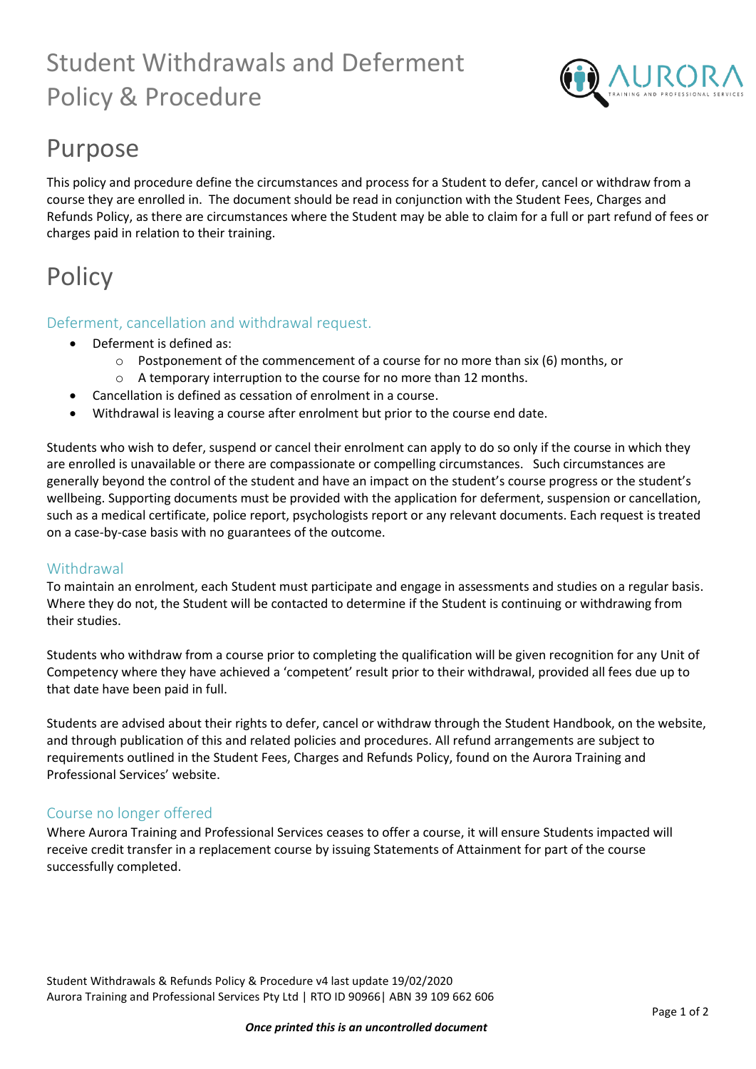# Student Withdrawals and Deferment Policy & Procedure

## Purpose

This policy and procedure define the circumstances and process for a Student to defer, cancel or withdraw from a course they are enrolled in. The document should be read in conjunction with the Student Fees, Charges and Refunds Policy, as there are circumstances where the Student may be able to claim for a full or part refund of fees or charges paid in relation to their training.

## Policy

### Deferment, cancellation and withdrawal request.

- Deferment is defined as:
  - Postponement of the commencement of a course for no more than six (6) months, or
  - A temporary interruption to the course for no more than 12 months.
- Cancellation is defined as cessation of enrolment in a course.
- Withdrawal is leaving a course after enrolment but prior to the course end date.

Students who wish to defer, suspend or cancel their enrolment can apply to do so only if the course in which they are enrolled is unavailable or there are compassionate or compelling circumstances. Such circumstances are generally beyond the control of the student and have an impact on the student's course progress or the student's wellbeing. Supporting documents must be provided with the application for deferment, suspension or cancellation, such as a medical certificate, police report, psychologists report or any relevant documents. Each request is treated on a case-by-case basis with no guarantees of the outcome.

### Withdrawal

To maintain an enrolment, each Student must participate and engage in assessments and studies on a regular basis. Where they do not, the Student will be contacted to determine if the Student is continuing or withdrawing from their studies.

Students who withdraw from a course prior to completing the qualification will be given recognition for any Unit of Competency where they have achieved a 'competent' result prior to their withdrawal, provided all fees due up to that date have been paid in full.

Students are advised about their rights to defer, cancel or withdraw through the Student Handbook, on the website, and through publication of this and related policies and procedures. All refund arrangements are subject to requirements outlined in the Student Fees, Charges and Refunds Policy, found on the Aurora Training and Professional Services' website.

### Course no longer offered

Where Aurora Training and Professional Services ceases to offer a course, it will ensure Students impacted will receive credit transfer in a replacement course by issuing Statements of Attainment for part of the course successfully completed.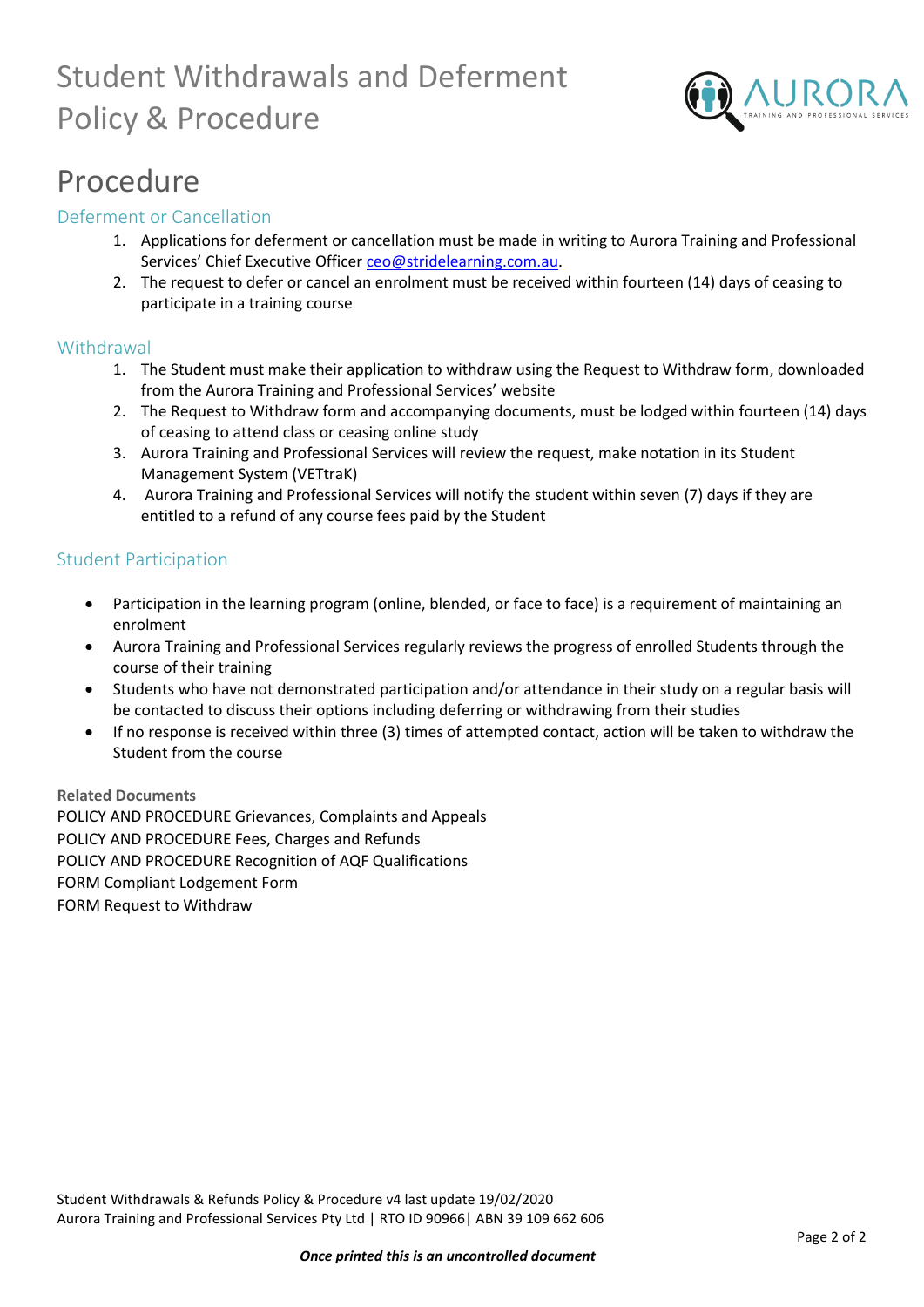# Procedure

## Deferment or Cancellation

1. Applications for deferment or cancellation must be made in writing to Aurora Training and Professional Services' Chief Executive Officer ceo@stridelearning.com.au.
2. The request to defer or cancel an enrolment must be received within fourteen (14) days of ceasing to participate in a training course

## Withdrawal

1. The Student must make their application to withdraw using the Request to Withdraw form, downloaded from the Aurora Training and Professional Services' website
2. The Request to Withdraw form and accompanying documents, must be lodged within fourteen (14) days of ceasing to attend class or ceasing online study
3. Aurora Training and Professional Services will review the request, make notation in its Student Management System (VETtraK)
4. Aurora Training and Professional Services will notify the student within seven (7) days if they are entitled to a refund of any course fees paid by the Student

## Student Participation

- Participation in the learning program (online, blended, or face to face) is a requirement of maintaining an enrolment
- Aurora Training and Professional Services regularly reviews the progress of enrolled Students through the course of their training
- Students who have not demonstrated participation and/or attendance in their study on a regular basis will be contacted to discuss their options including deferring or withdrawing from their studies
- If no response is received within three (3) times of attempted contact, action will be taken to withdraw the Student from the course

**Related Documents**

POLICY AND PROCEDURE Grievances, Complaints and Appeals
POLICY AND PROCEDURE Fees, Charges and Refunds
POLICY AND PROCEDURE Recognition of AQF Qualifications
FORM Compliant Lodgement Form
FORM Request to Withdraw